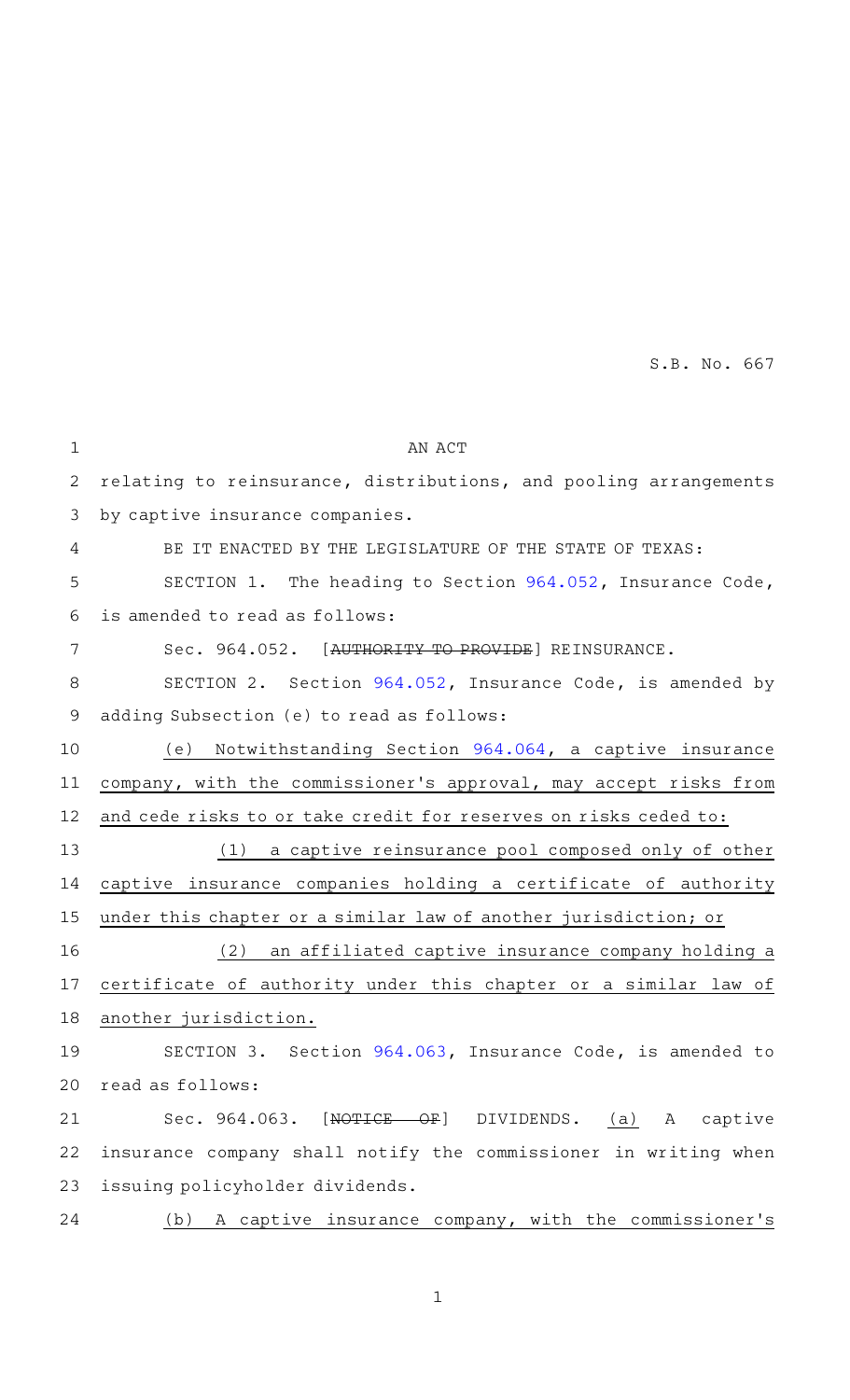S.B. No. 667

AN ACT

relating to reinsurance, distributions, and pooling arrangements by captive insurance companies.

BE IT ENACTED BY THE LEGISLATURE OF THE STATE OF TEXAS:

SECTION 1. The heading to Section 964.052, Insurance Code, is amended to read as follows:

Sec. 964.052. [~~AUTHORITY TO PROVIDE~~] REINSURANCE.

SECTION 2. Section 964.052, Insurance Code, is amended by adding Subsection (e) to read as follows:

<u>(e) Notwithstanding Section 964.064, a captive insurance company, with the commissioner's approval, may accept risks from and cede risks to or take credit for reserves on risks ceded to:</u>

<u>(1) a captive reinsurance pool composed only of other captive insurance companies holding a certificate of authority under this chapter or a similar law of another jurisdiction; or</u>

<u>(2) an affiliated captive insurance company holding a certificate of authority under this chapter or a similar law of another jurisdiction.</u>

SECTION 3. Section 964.063, Insurance Code, is amended to read as follows:

Sec. 964.063. [~~NOTICE OF~~] DIVIDENDS. <u>(a)</u> A captive insurance company shall notify the commissioner in writing when issuing policyholder dividends.

<u>(b) A captive insurance company, with the commissioner's</u>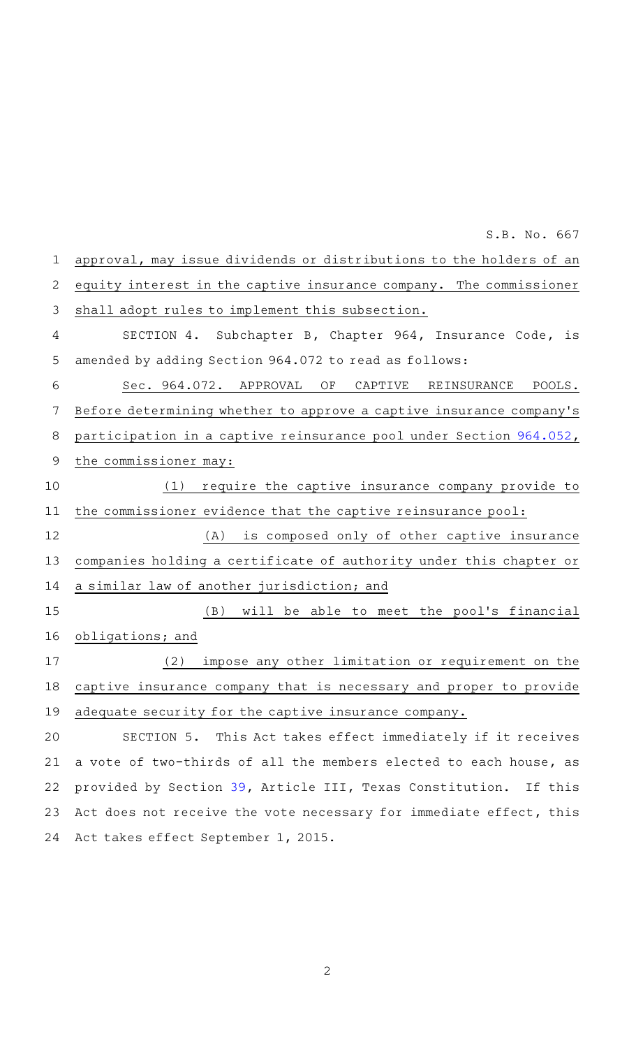approval, may issue dividends or distributions to the holders of an equity interest in the captive insurance company. The commissioner shall adopt rules to implement this subsection.

SECTION 4. Subchapter B, Chapter 964, Insurance Code, is amended by adding Section 964.072 to read as follows:

Sec. 964.072. APPROVAL OF CAPTIVE REINSURANCE POOLS. Before determining whether to approve a captive insurance company's participation in a captive reinsurance pool under Section 964.052, the commissioner may:

(1) require the captive insurance company provide to the commissioner evidence that the captive reinsurance pool:

(A) is composed only of other captive insurance companies holding a certificate of authority under this chapter or a similar law of another jurisdiction; and

(B) will be able to meet the pool's financial obligations; and

(2) impose any other limitation or requirement on the captive insurance company that is necessary and proper to provide adequate security for the captive insurance company.

SECTION 5. This Act takes effect immediately if it receives a vote of two-thirds of all the members elected to each house, as provided by Section 39, Article III, Texas Constitution. If this Act does not receive the vote necessary for immediate effect, this Act takes effect September 1, 2015.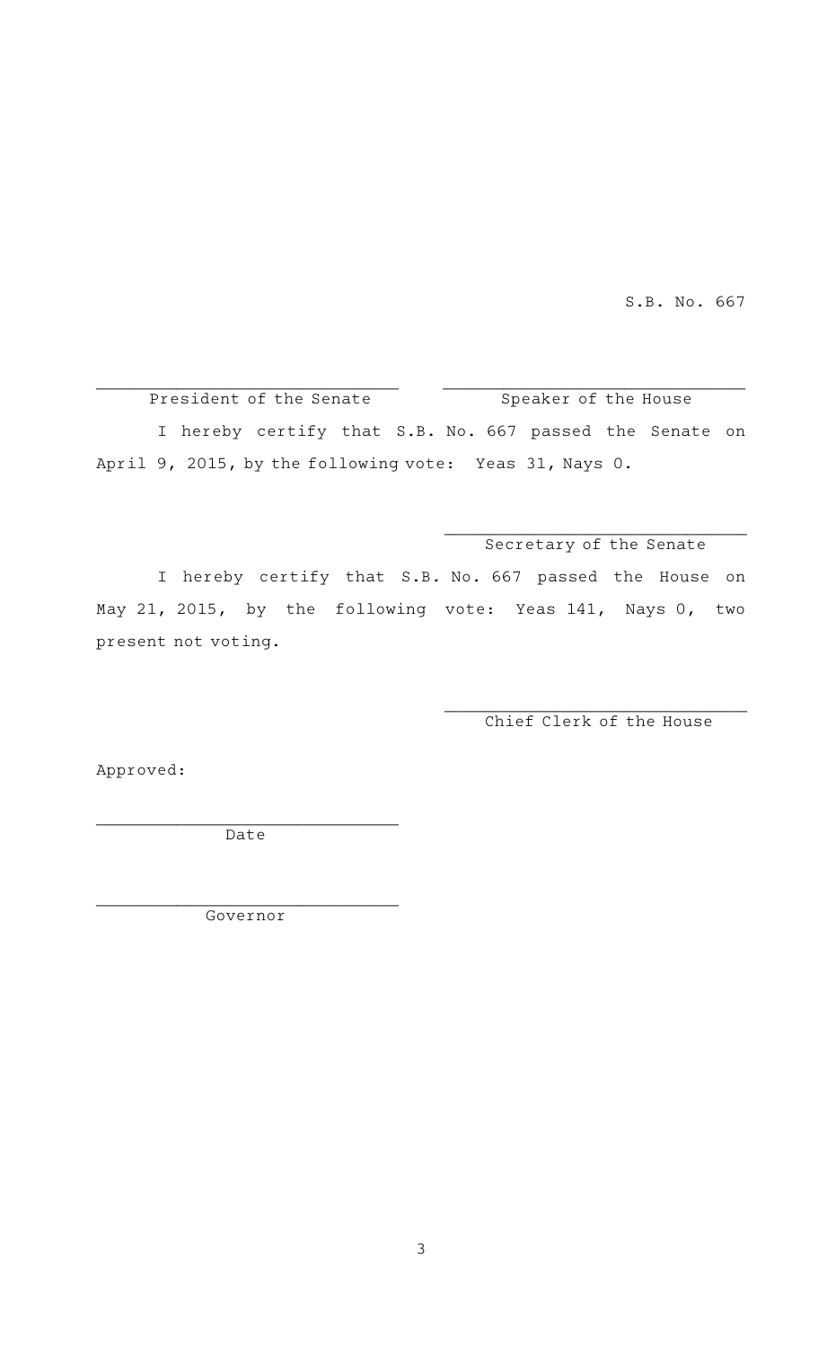S.B. No. 667

\_\_\_\_\_\_\_\_\_\_\_\_\_\_\_\_\_\_\_\_\_\_\_\_\_\_\_\_\_\_\_ \_\_\_\_\_\_\_\_\_\_\_\_\_\_\_\_\_\_\_\_\_\_\_\_\_\_\_\_\_\_\_

President of the Senate Speaker of the House

I hereby certify that S.B. No. 667 passed the Senate on April 9, 2015, by the following vote: Yeas 31, Nays 0.

\_\_\_\_\_\_\_\_\_\_\_\_\_\_\_\_\_\_\_\_\_\_\_\_\_\_\_\_\_\_\_

Secretary of the Senate

I hereby certify that S.B. No. 667 passed the House on May 21, 2015, by the following vote: Yeas 141, Nays 0, two present not voting.

\_\_\_\_\_\_\_\_\_\_\_\_\_\_\_\_\_\_\_\_\_\_\_\_\_\_\_\_\_\_\_

Chief Clerk of the House

Approved:

\_\_\_\_\_\_\_\_\_\_\_\_\_\_\_\_\_\_\_\_\_\_\_\_\_\_\_\_\_\_\_

Date

\_\_\_\_\_\_\_\_\_\_\_\_\_\_\_\_\_\_\_\_\_\_\_\_\_\_\_\_\_\_\_

Governor